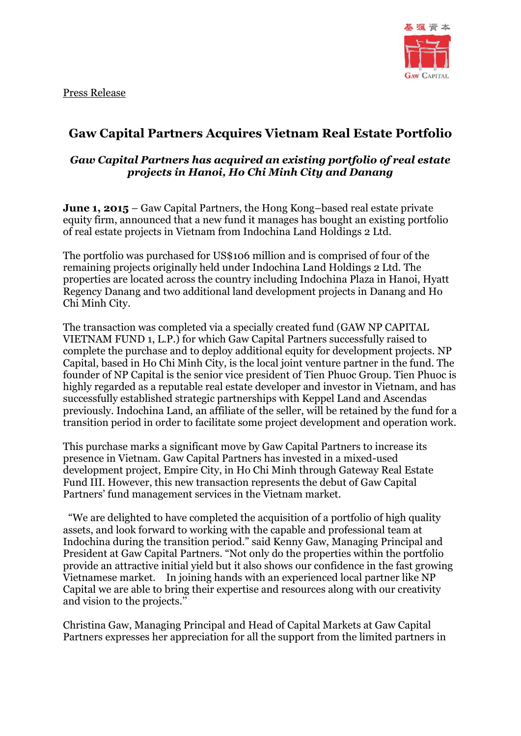基滙資本
GAW CAPITAL

Press Release

# Gaw Capital Partners Acquires Vietnam Real Estate Portfolio

***Gaw Capital Partners has acquired an existing portfolio of real estate projects in Hanoi, Ho Chi Minh City and Danang***

**June 1, 2015** – Gaw Capital Partners, the Hong Kong–based real estate private equity firm, announced that a new fund it manages has bought an existing portfolio of real estate projects in Vietnam from Indochina Land Holdings 2 Ltd.

The portfolio was purchased for US$106 million and is comprised of four of the remaining projects originally held under Indochina Land Holdings 2 Ltd. The properties are located across the country including Indochina Plaza in Hanoi, Hyatt Regency Danang and two additional land development projects in Danang and Ho Chi Minh City.

The transaction was completed via a specially created fund (GAW NP CAPITAL VIETNAM FUND 1, L.P.) for which Gaw Capital Partners successfully raised to complete the purchase and to deploy additional equity for development projects. NP Capital, based in Ho Chi Minh City, is the local joint venture partner in the fund. The founder of NP Capital is the senior vice president of Tien Phuoc Group. Tien Phuoc is highly regarded as a reputable real estate developer and investor in Vietnam, and has successfully established strategic partnerships with Keppel Land and Ascendas previously. Indochina Land, an affiliate of the seller, will be retained by the fund for a transition period in order to facilitate some project development and operation work.

This purchase marks a significant move by Gaw Capital Partners to increase its presence in Vietnam. Gaw Capital Partners has invested in a mixed-used development project, Empire City, in Ho Chi Minh through Gateway Real Estate Fund III. However, this new transaction represents the debut of Gaw Capital Partners' fund management services in the Vietnam market.

"We are delighted to have completed the acquisition of a portfolio of high quality assets, and look forward to working with the capable and professional team at Indochina during the transition period." said Kenny Gaw, Managing Principal and President at Gaw Capital Partners. "Not only do the properties within the portfolio provide an attractive initial yield but it also shows our confidence in the fast growing Vietnamese market. In joining hands with an experienced local partner like NP Capital we are able to bring their expertise and resources along with our creativity and vision to the projects."

Christina Gaw, Managing Principal and Head of Capital Markets at Gaw Capital Partners expresses her appreciation for all the support from the limited partners in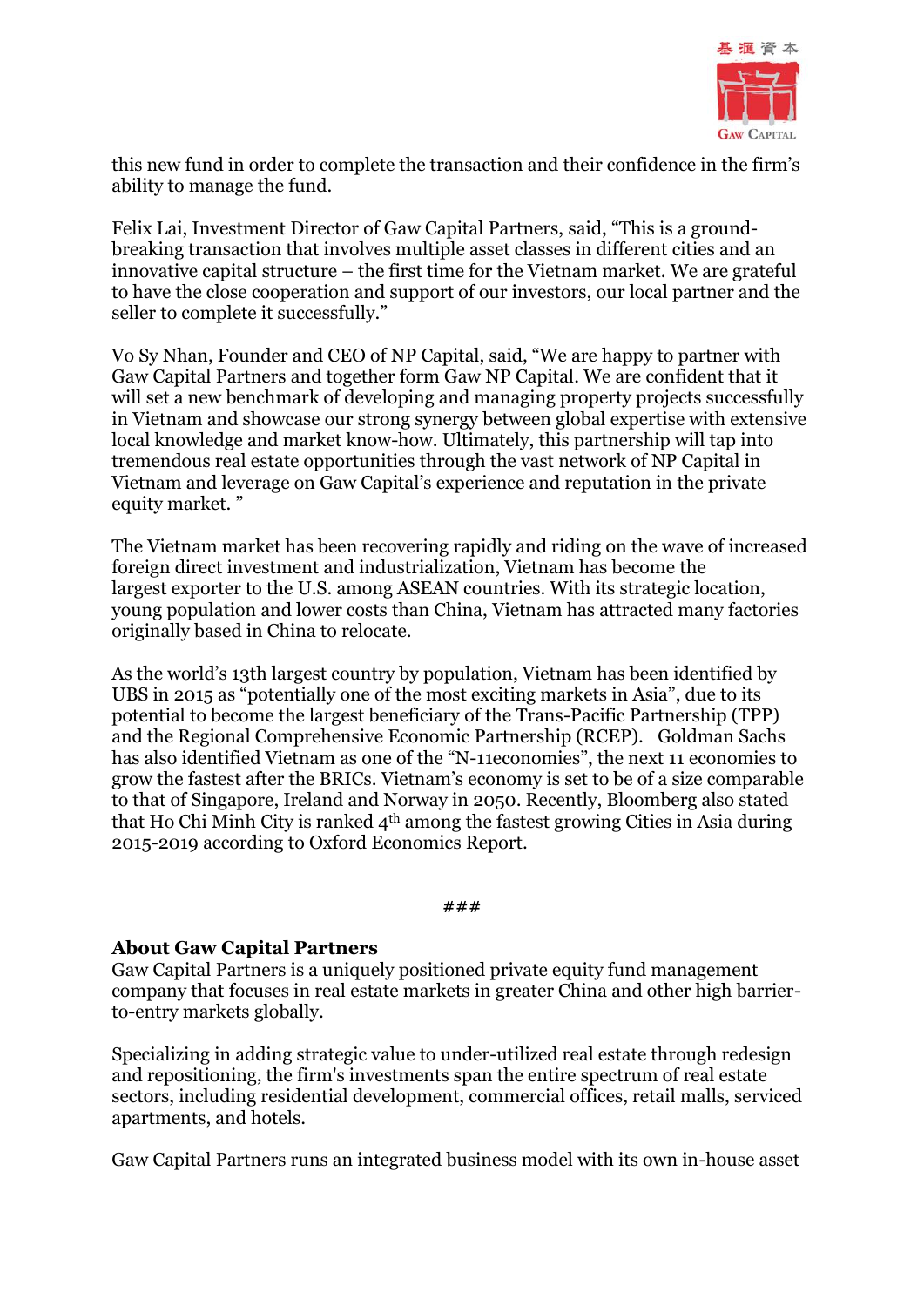this new fund in order to complete the transaction and their confidence in the firm's ability to manage the fund.

Felix Lai, Investment Director of Gaw Capital Partners, said, "This is a ground-breaking transaction that involves multiple asset classes in different cities and an innovative capital structure – the first time for the Vietnam market. We are grateful to have the close cooperation and support of our investors, our local partner and the seller to complete it successfully."

Vo Sy Nhan, Founder and CEO of NP Capital, said, "We are happy to partner with Gaw Capital Partners and together form Gaw NP Capital. We are confident that it will set a new benchmark of developing and managing property projects successfully in Vietnam and showcase our strong synergy between global expertise with extensive local knowledge and market know-how. Ultimately, this partnership will tap into tremendous real estate opportunities through the vast network of NP Capital in Vietnam and leverage on Gaw Capital's experience and reputation in the private equity market. "

The Vietnam market has been recovering rapidly and riding on the wave of increased foreign direct investment and industrialization, Vietnam has become the largest exporter to the U.S. among ASEAN countries. With its strategic location, young population and lower costs than China, Vietnam has attracted many factories originally based in China to relocate.

As the world's 13th largest country by population, Vietnam has been identified by UBS in 2015 as "potentially one of the most exciting markets in Asia", due to its potential to become the largest beneficiary of the Trans-Pacific Partnership (TPP) and the Regional Comprehensive Economic Partnership (RCEP). Goldman Sachs has also identified Vietnam as one of the "N-11economies", the next 11 economies to grow the fastest after the BRICs. Vietnam's economy is set to be of a size comparable to that of Singapore, Ireland and Norway in 2050. Recently, Bloomberg also stated that Ho Chi Minh City is ranked 4th among the fastest growing Cities in Asia during 2015-2019 according to Oxford Economics Report.

###

**About Gaw Capital Partners**
Gaw Capital Partners is a uniquely positioned private equity fund management company that focuses in real estate markets in greater China and other high barrier-to-entry markets globally.

Specializing in adding strategic value to under-utilized real estate through redesign and repositioning, the firm's investments span the entire spectrum of real estate sectors, including residential development, commercial offices, retail malls, serviced apartments, and hotels.

Gaw Capital Partners runs an integrated business model with its own in-house asset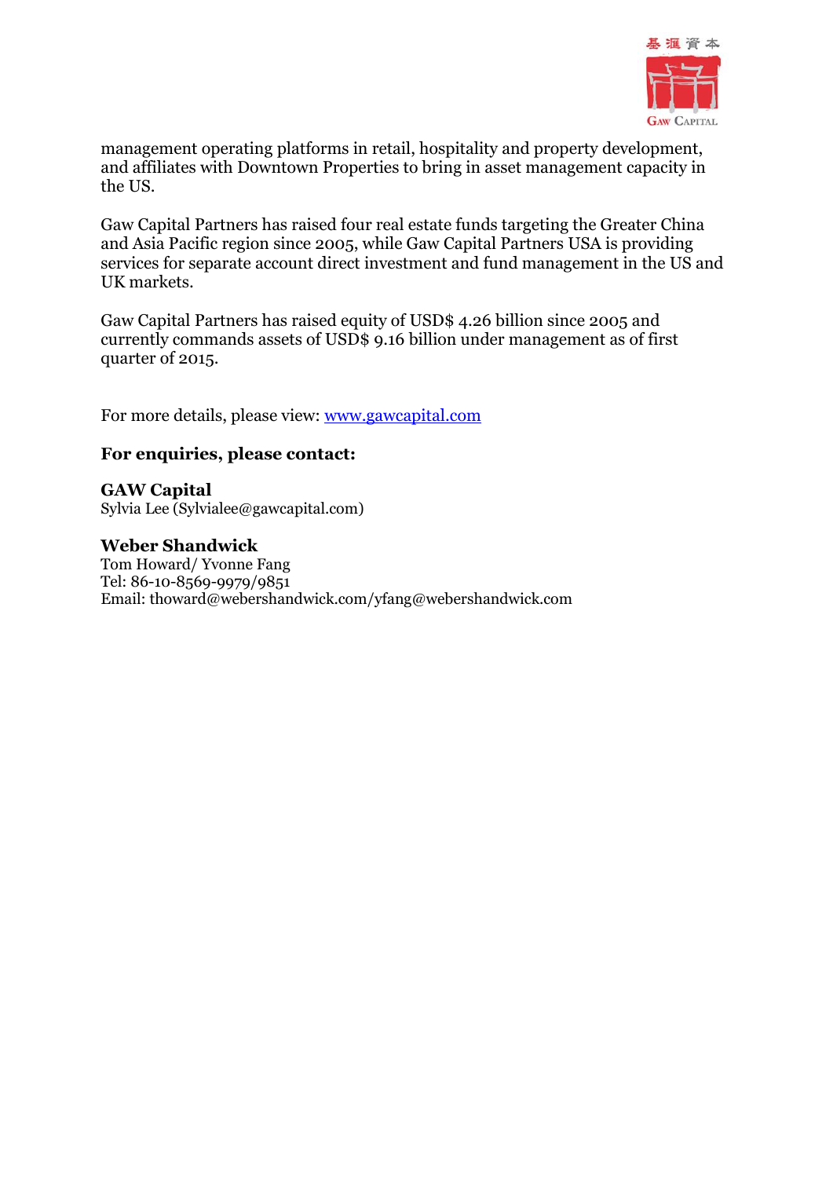management operating platforms in retail, hospitality and property development, and affiliates with Downtown Properties to bring in asset management capacity in the US.

Gaw Capital Partners has raised four real estate funds targeting the Greater China and Asia Pacific region since 2005, while Gaw Capital Partners USA is providing services for separate account direct investment and fund management in the US and UK markets.

Gaw Capital Partners has raised equity of USD$ 4.26 billion since 2005 and currently commands assets of USD$ 9.16 billion under management as of first quarter of 2015.

For more details, please view: [www.gawcapital.com](http://www.gawcapital.com)

**For enquiries, please contact:**

**GAW Capital**
Sylvia Lee (Sylvialee@gawcapital.com)

**Weber Shandwick**
Tom Howard/ Yvonne Fang
Tel: 86-10-8569-9979/9851
Email: thoward@webershandwick.com/yfang@webershandwick.com